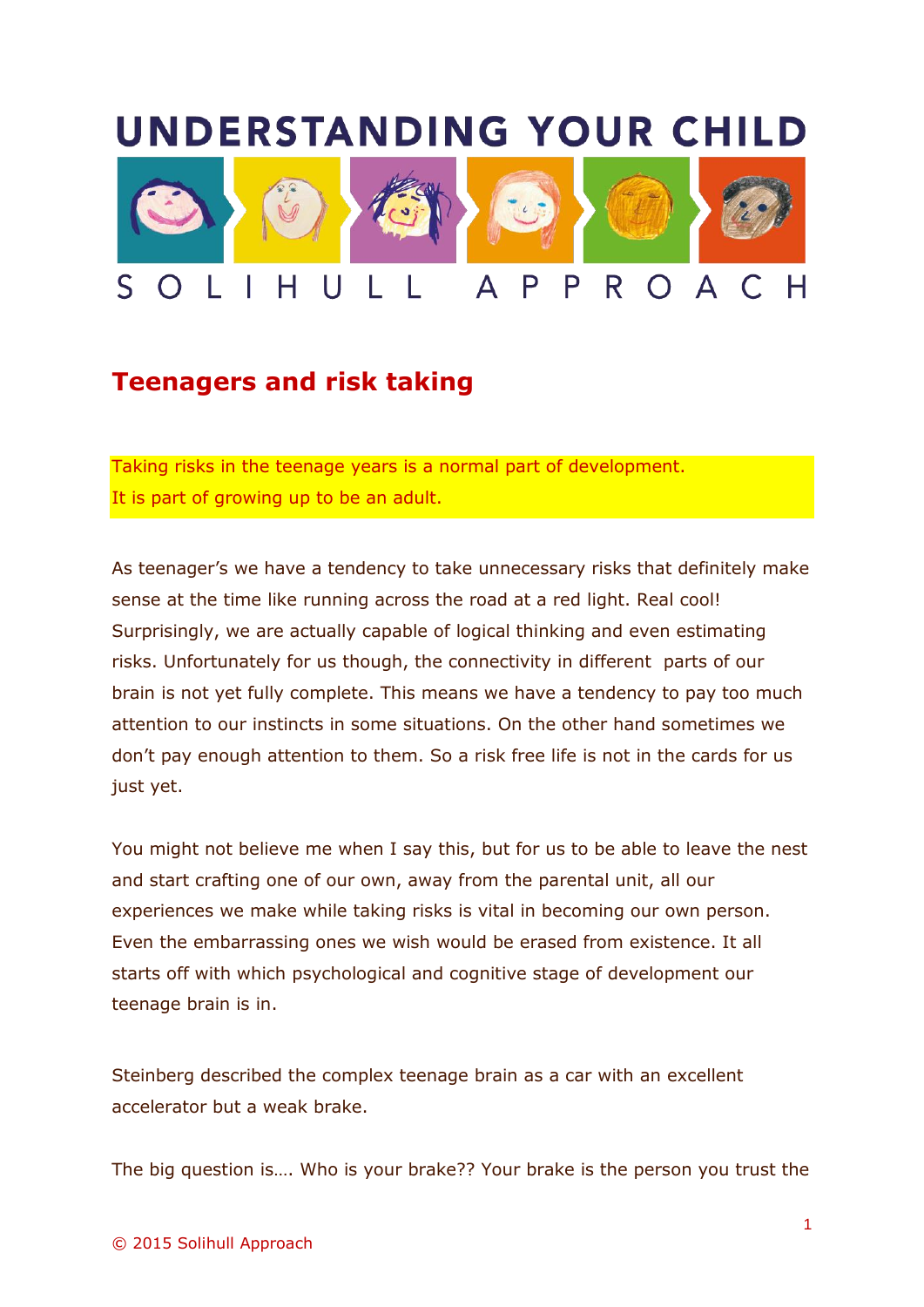# UNDERSTANDING YOUR CHILD

SOLIHULL APPROACH

## Teenagers and risk taking

Taking risks in the teenage years is a normal part of development.
It is part of growing up to be an adult.

As teenager's we have a tendency to take unnecessary risks that definitely make sense at the time like running across the road at a red light. Real cool! Surprisingly, we are actually capable of logical thinking and even estimating risks. Unfortunately for us though, the connectivity in different parts of our brain is not yet fully complete. This means we have a tendency to pay too much attention to our instincts in some situations. On the other hand sometimes we don't pay enough attention to them. So a risk free life is not in the cards for us just yet.

You might not believe me when I say this, but for us to be able to leave the nest and start crafting one of our own, away from the parental unit, all our experiences we make while taking risks is vital in becoming our own person. Even the embarrassing ones we wish would be erased from existence. It all starts off with which psychological and cognitive stage of development our teenage brain is in.

Steinberg described the complex teenage brain as a car with an excellent accelerator but a weak brake.

The big question is…. Who is your brake?? Your brake is the person you trust the

© 2015 Solihull Approach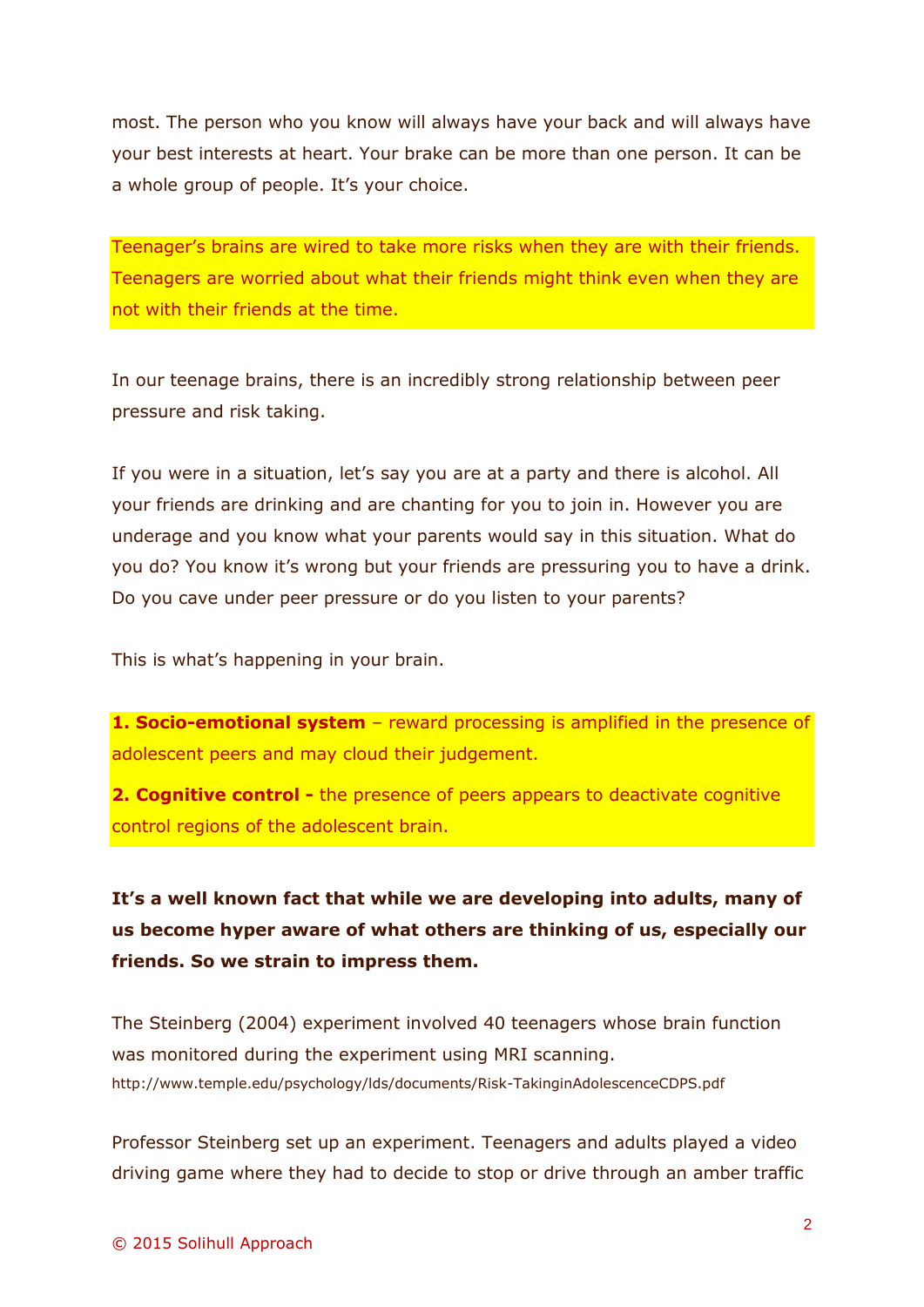most. The person who you know will always have your back and will always have your best interests at heart. Your brake can be more than one person. It can be a whole group of people. It's your choice.

Teenager's brains are wired to take more risks when they are with their friends. Teenagers are worried about what their friends might think even when they are not with their friends at the time.

In our teenage brains, there is an incredibly strong relationship between peer pressure and risk taking.

If you were in a situation, let's say you are at a party and there is alcohol. All your friends are drinking and are chanting for you to join in. However you are underage and you know what your parents would say in this situation. What do you do? You know it's wrong but your friends are pressuring you to have a drink. Do you cave under peer pressure or do you listen to your parents?

This is what's happening in your brain.

**1. Socio-emotional system** – reward processing is amplified in the presence of adolescent peers and may cloud their judgement.

**2. Cognitive control -** the presence of peers appears to deactivate cognitive control regions of the adolescent brain.

**It's a well known fact that while we are developing into adults, many of us become hyper aware of what others are thinking of us, especially our friends. So we strain to impress them.**

The Steinberg (2004) experiment involved 40 teenagers whose brain function was monitored during the experiment using MRI scanning.
http://www.temple.edu/psychology/lds/documents/Risk-TakinginAdolescenceCDPS.pdf

Professor Steinberg set up an experiment. Teenagers and adults played a video driving game where they had to decide to stop or drive through an amber traffic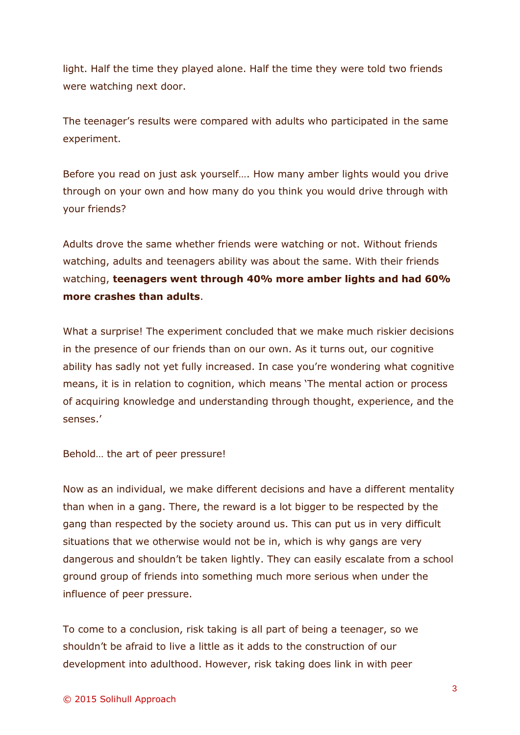light. Half the time they played alone. Half the time they were told two friends were watching next door.

The teenager's results were compared with adults who participated in the same experiment.

Before you read on just ask yourself…. How many amber lights would you drive through on your own and how many do you think you would drive through with your friends?

Adults drove the same whether friends were watching or not. Without friends watching, adults and teenagers ability was about the same. With their friends watching, **teenagers went through 40% more amber lights and had 60% more crashes than adults**.

What a surprise! The experiment concluded that we make much riskier decisions in the presence of our friends than on our own. As it turns out, our cognitive ability has sadly not yet fully increased. In case you're wondering what cognitive means, it is in relation to cognition, which means 'The mental action or process of acquiring knowledge and understanding through thought, experience, and the senses.'

Behold… the art of peer pressure!

Now as an individual, we make different decisions and have a different mentality than when in a gang. There, the reward is a lot bigger to be respected by the gang than respected by the society around us. This can put us in very difficult situations that we otherwise would not be in, which is why gangs are very dangerous and shouldn't be taken lightly. They can easily escalate from a school ground group of friends into something much more serious when under the influence of peer pressure.

To come to a conclusion, risk taking is all part of being a teenager, so we shouldn't be afraid to live a little as it adds to the construction of our development into adulthood. However, risk taking does link in with peer

© 2015 Solihull Approach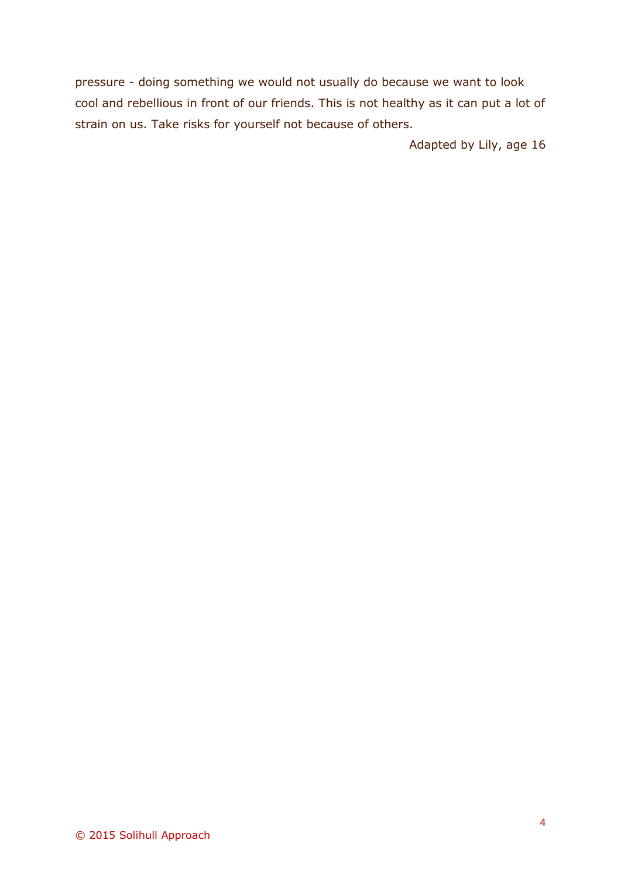pressure - doing something we would not usually do because we want to look cool and rebellious in front of our friends. This is not healthy as it can put a lot of strain on us. Take risks for yourself not because of others.

Adapted by Lily, age 16

© 2015 Solihull Approach